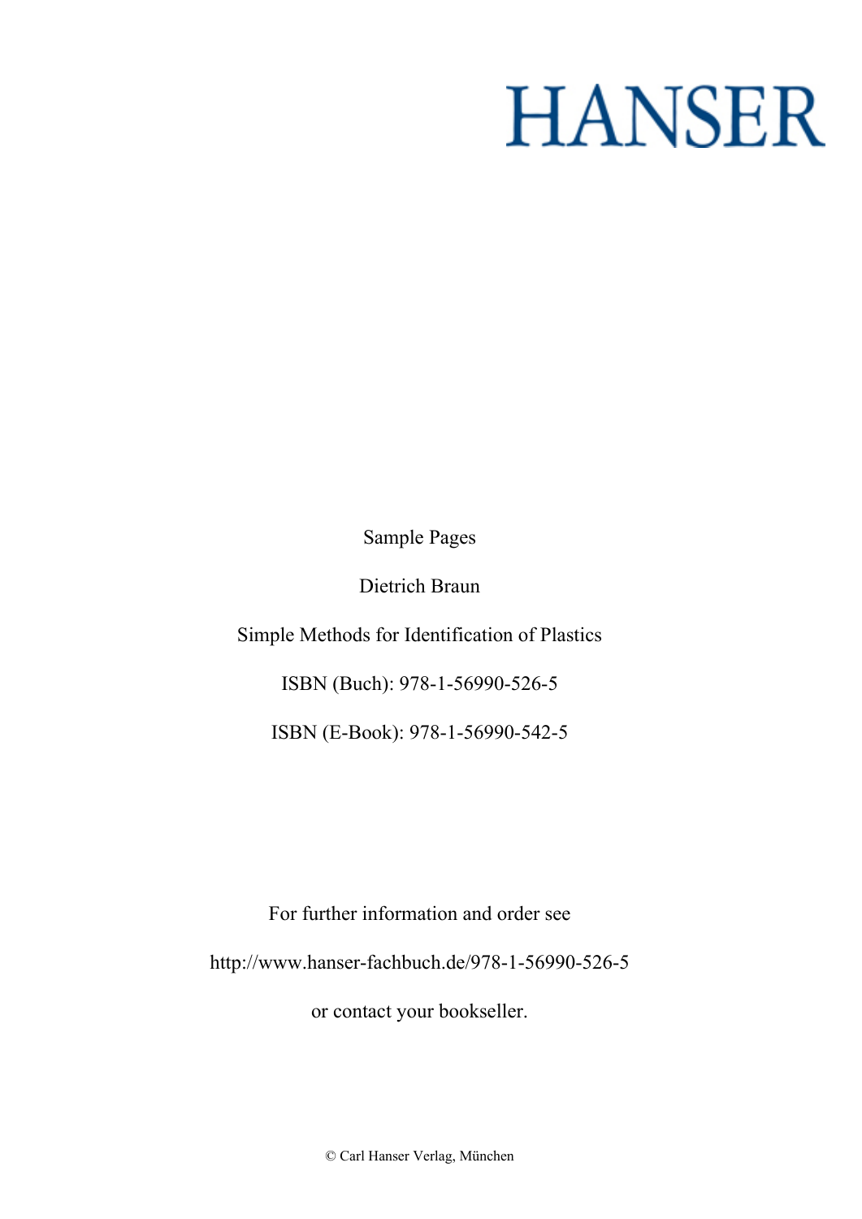# HANSER

Sample Pages

Dietrich Braun

Simple Methods for Identification of Plastics

ISBN (Buch): 978-1-56990-526-5

ISBN (E-Book): 978-1-56990-542-5

For further information and order see

http://www.hanser-fachbuch.de/978-1-56990-526-5

or contact your bookseller.

© Carl Hanser Verlag, München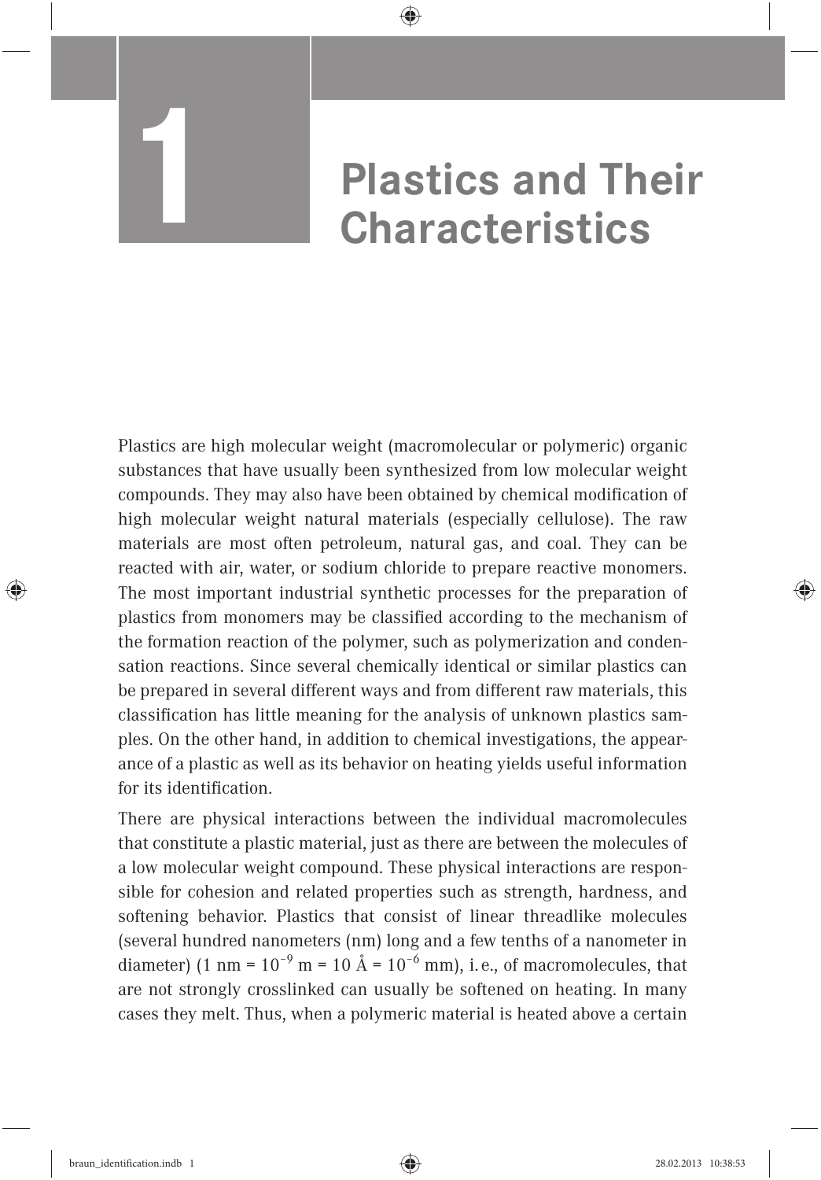# 1 Plastics and Their Characteristics

Plastics are high molecular weight (macromolecular or polymeric) organic substances that have usually been synthesized from low molecular weight compounds. They may also have been obtained by chemical modification of high molecular weight natural materials (especially cellulose). The raw materials are most often petroleum, natural gas, and coal. They can be reacted with air, water, or sodium chloride to prepare reactive monomers. The most important industrial synthetic processes for the preparation of plastics from monomers may be classified according to the mechanism of the formation reaction of the polymer, such as polymerization and condensation reactions. Since several chemically identical or similar plastics can be prepared in several different ways and from different raw materials, this classification has little meaning for the analysis of unknown plastics samples. On the other hand, in addition to chemical investigations, the appearance of a plastic as well as its behavior on heating yields useful information for its identification.

There are physical interactions between the individual macromolecules that constitute a plastic material, just as there are between the molecules of a low molecular weight compound. These physical interactions are responsible for cohesion and related properties such as strength, hardness, and softening behavior. Plastics that consist of linear threadlike molecules (several hundred nanometers (nm) long and a few tenths of a nanometer in diameter) (1 nm = $10^{-9}$ m = 10 Å = $10^{-6}$ mm), i. e., of macromolecules, that are not strongly crosslinked can usually be softened on heating. In many cases they melt. Thus, when a polymeric material is heated above a certain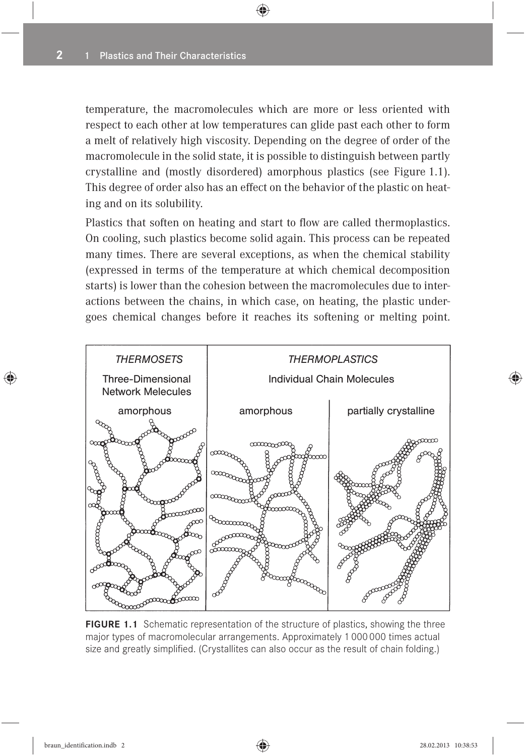temperature, the macromolecules which are more or less oriented with respect to each other at low temperatures can glide past each other to form a melt of relatively high viscosity. Depending on the degree of order of the macromolecule in the solid state, it is possible to distinguish between partly crystalline and (mostly disordered) amorphous plastics (see Figure 1.1). This degree of order also has an effect on the behavior of the plastic on heating and on its solubility.

Plastics that soften on heating and start to flow are called thermoplastics. On cooling, such plastics become solid again. This process can be repeated many times. There are several exceptions, as when the chemical stability (expressed in terms of the temperature at which chemical decomposition starts) is lower than the cohesion between the macromolecules due to interactions between the chains, in which case, on heating, the plastic undergoes chemical changes before it reaches its softening or melting point.

| *THERMOSETS* | *THERMOPLASTICS* | |
|---|---|---|
| Three-Dimensional Network Melecules | Individual Chain Molecules | |
| amorphous | amorphous | partially crystalline |

**FIGURE 1.1** Schematic representation of the structure of plastics, showing the three major types of macromolecular arrangements. Approximately 1 000 000 times actual size and greatly simplified. (Crystallites can also occur as the result of chain folding.)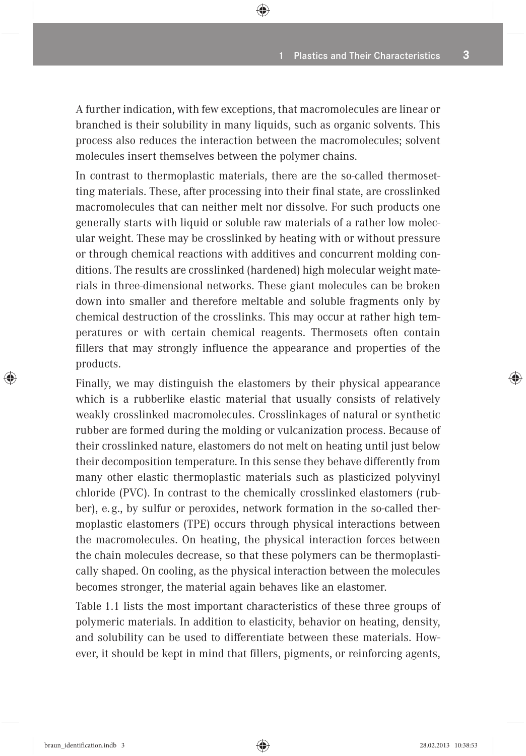A further indication, with few exceptions, that macromolecules are linear or branched is their solubility in many liquids, such as organic solvents. This process also reduces the interaction between the macromolecules; solvent molecules insert themselves between the polymer chains.

In contrast to thermoplastic materials, there are the so-called thermosetting materials. These, after processing into their final state, are crosslinked macromolecules that can neither melt nor dissolve. For such products one generally starts with liquid or soluble raw materials of a rather low molecular weight. These may be crosslinked by heating with or without pressure or through chemical reactions with additives and concurrent molding conditions. The results are crosslinked (hardened) high molecular weight materials in three-dimensional networks. These giant molecules can be broken down into smaller and therefore meltable and soluble fragments only by chemical destruction of the crosslinks. This may occur at rather high temperatures or with certain chemical reagents. Thermosets often contain fillers that may strongly influence the appearance and properties of the products.

Finally, we may distinguish the elastomers by their physical appearance which is a rubberlike elastic material that usually consists of relatively weakly crosslinked macromolecules. Crosslinkages of natural or synthetic rubber are formed during the molding or vulcanization process. Because of their crosslinked nature, elastomers do not melt on heating until just below their decomposition temperature. In this sense they behave differently from many other elastic thermoplastic materials such as plasticized polyvinyl chloride (PVC). In contrast to the chemically crosslinked elastomers (rubber), e. g., by sulfur or peroxides, network formation in the so-called thermoplastic elastomers (TPE) occurs through physical interactions between the macromolecules. On heating, the physical interaction forces between the chain molecules decrease, so that these polymers can be thermoplastically shaped. On cooling, as the physical interaction between the molecules becomes stronger, the material again behaves like an elastomer.

Table 1.1 lists the most important characteristics of these three groups of polymeric materials. In addition to elasticity, behavior on heating, density, and solubility can be used to differentiate between these materials. However, it should be kept in mind that fillers, pigments, or reinforcing agents,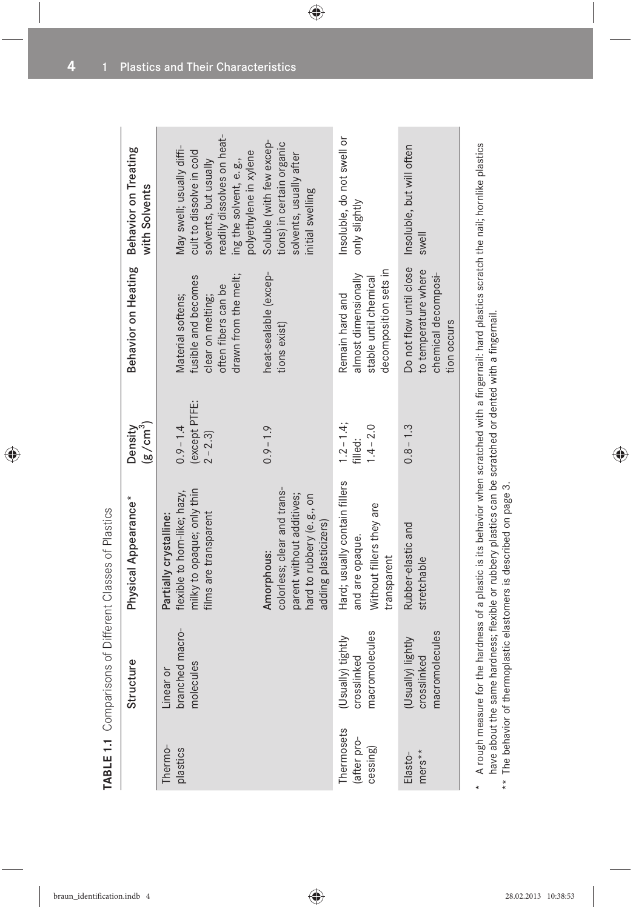**TABLE 1.1** Comparisons of Different Classes of Plastics

| | Structure | Physical Appearance* | Density ($g/cm^3$) | Behavior on Heating | Behavior on Treating with Solvents |
|---|---|---|---|---|---|
| Thermoplastics | Linear or branched macromolecules | **Partially crystalline:** flexible to horn-like; hazy, milky to opaque; only thin films are transparent | 0.9 – 1.4 (except PTFE: 2 – 2.3) | Material softens; fusible and becomes clear on melting; often fibers can be drawn from the melt; | May swell; usually difficult to dissolve in cold solvents, but usually readily dissolves on heating the solvent, e. g., polyethylene in xylene |
| | | **Amorphous:** colorless; clear and transparent without additives; hard to rubbery (e. g., on adding plasticizers) | 0.9 – 1.9 | heat-sealable (exceptions exist) | Soluble (with few exceptions) in certain organic solvents, usually after initial swelling |
| Thermosets (after processing) | (Usually) tightly crosslinked macromolecules | Hard; usually contain fillers and are opaque. Without fillers they are transparent | 1.2 – 1.4; filled: 1.4 – 2.0 | Remain hard and almost dimensionally stable until chemical decomposition sets in | Insoluble, do not swell or only slightly |
| Elastomers** | (Usually) lightly crosslinked macromolecules | Rubber-elastic and stretchable | 0.8 – 1.3 | Do not flow until close to temperature where chemical decomposition occurs | Insoluble, but will often swell |

\* A rough measure for the hardness of a plastic is its behavior when scratched with a fingernail: hard plastics scratch the nail; hornlike plastics have about the same hardness; flexible or rubbery plastics can be scratched or dented with a fingernail.

\*\* The behavior of thermoplastic elastomers is described on page 3.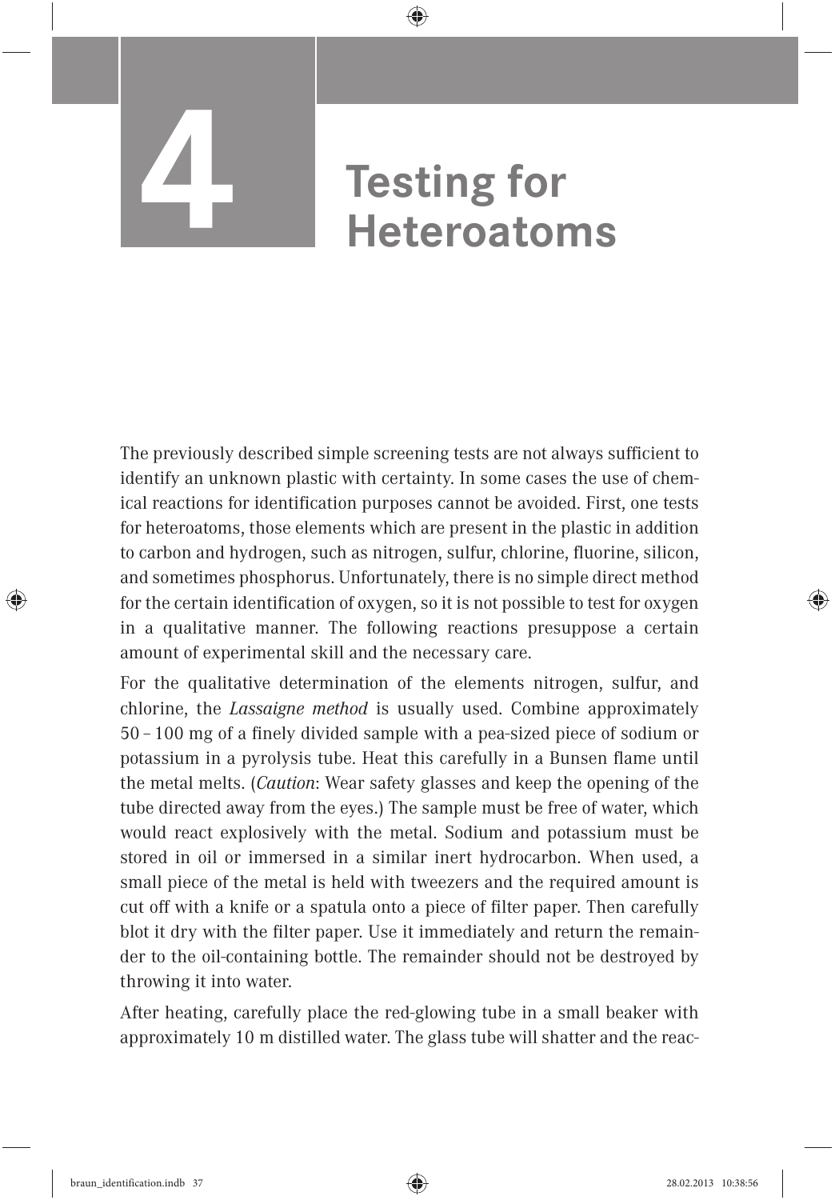# 4 Testing for Heteroatoms

The previously described simple screening tests are not always sufficient to identify an unknown plastic with certainty. In some cases the use of chemical reactions for identification purposes cannot be avoided. First, one tests for heteroatoms, those elements which are present in the plastic in addition to carbon and hydrogen, such as nitrogen, sulfur, chlorine, fluorine, silicon, and sometimes phosphorus. Unfortunately, there is no simple direct method for the certain identification of oxygen, so it is not possible to test for oxygen in a qualitative manner. The following reactions presuppose a certain amount of experimental skill and the necessary care.

For the qualitative determination of the elements nitrogen, sulfur, and chlorine, the *Lassaigne method* is usually used. Combine approximately 50 – 100 mg of a finely divided sample with a pea-sized piece of sodium or potassium in a pyrolysis tube. Heat this carefully in a Bunsen flame until the metal melts. (*Caution*: Wear safety glasses and keep the opening of the tube directed away from the eyes.) The sample must be free of water, which would react explosively with the metal. Sodium and potassium must be stored in oil or immersed in a similar inert hydrocarbon. When used, a small piece of the metal is held with tweezers and the required amount is cut off with a knife or a spatula onto a piece of filter paper. Then carefully blot it dry with the filter paper. Use it immediately and return the remainder to the oil-containing bottle. The remainder should not be destroyed by throwing it into water.

After heating, carefully place the red-glowing tube in a small beaker with approximately 10 m distilled water. The glass tube will shatter and the reac-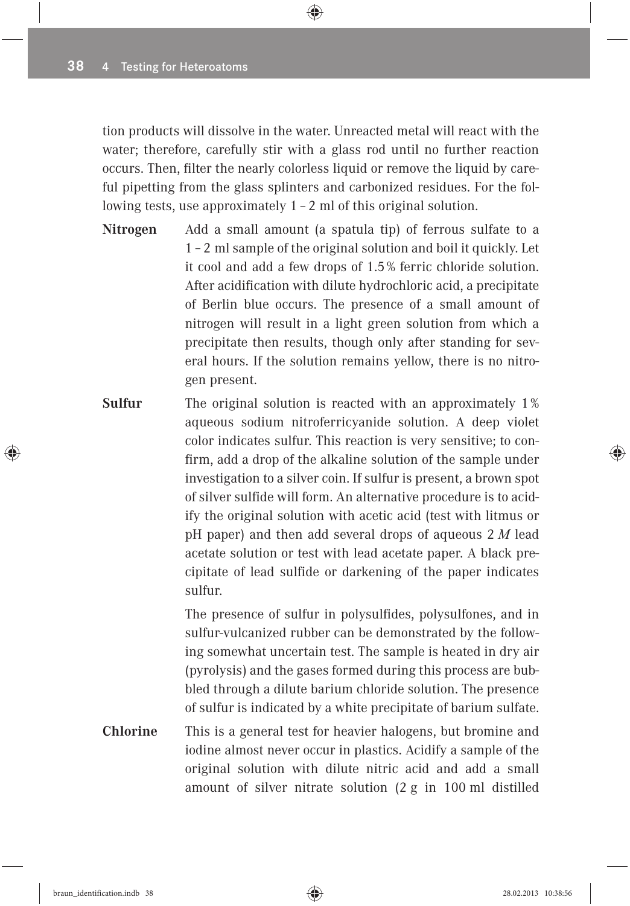tion products will dissolve in the water. Unreacted metal will react with the water; therefore, carefully stir with a glass rod until no further reaction occurs. Then, filter the nearly colorless liquid or remove the liquid by careful pipetting from the glass splinters and carbonized residues. For the following tests, use approximately 1 – 2 ml of this original solution.

**Nitrogen** Add a small amount (a spatula tip) of ferrous sulfate to a 1 – 2 ml sample of the original solution and boil it quickly. Let it cool and add a few drops of 1.5 % ferric chloride solution. After acidification with dilute hydrochloric acid, a precipitate of Berlin blue occurs. The presence of a small amount of nitrogen will result in a light green solution from which a precipitate then results, though only after standing for several hours. If the solution remains yellow, there is no nitrogen present.

**Sulfur** The original solution is reacted with an approximately 1 % aqueous sodium nitroferricyanide solution. A deep violet color indicates sulfur. This reaction is very sensitive; to confirm, add a drop of the alkaline solution of the sample under investigation to a silver coin. If sulfur is present, a brown spot of silver sulfide will form. An alternative procedure is to acidify the original solution with acetic acid (test with litmus or pH paper) and then add several drops of aqueous 2 *M* lead acetate solution or test with lead acetate paper. A black precipitate of lead sulfide or darkening of the paper indicates sulfur.

The presence of sulfur in polysulfides, polysulfones, and in sulfur-vulcanized rubber can be demonstrated by the following somewhat uncertain test. The sample is heated in dry air (pyrolysis) and the gases formed during this process are bubbled through a dilute barium chloride solution. The presence of sulfur is indicated by a white precipitate of barium sulfate.

**Chlorine** This is a general test for heavier halogens, but bromine and iodine almost never occur in plastics. Acidify a sample of the original solution with dilute nitric acid and add a small amount of silver nitrate solution (2 g in 100 ml distilled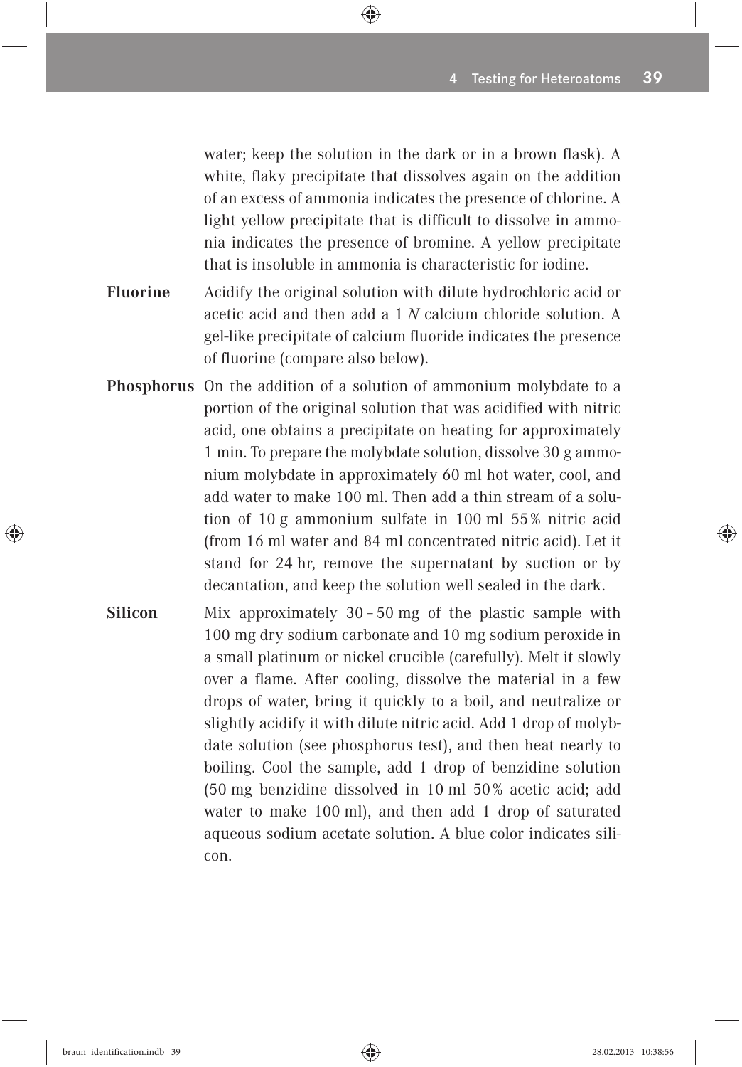water; keep the solution in the dark or in a brown flask). A white, flaky precipitate that dissolves again on the addition of an excess of ammonia indicates the presence of chlorine. A light yellow precipitate that is difficult to dissolve in ammonia indicates the presence of bromine. A yellow precipitate that is insoluble in ammonia is characteristic for iodine.

**Fluorine** Acidify the original solution with dilute hydrochloric acid or acetic acid and then add a 1 *N* calcium chloride solution. A gel-like precipitate of calcium fluoride indicates the presence of fluorine (compare also below).

**Phosphorus** On the addition of a solution of ammonium molybdate to a portion of the original solution that was acidified with nitric acid, one obtains a precipitate on heating for approximately 1 min. To prepare the molybdate solution, dissolve 30 g ammonium molybdate in approximately 60 ml hot water, cool, and add water to make 100 ml. Then add a thin stream of a solution of 10 g ammonium sulfate in 100 ml 55 % nitric acid (from 16 ml water and 84 ml concentrated nitric acid). Let it stand for 24 hr, remove the supernatant by suction or by decantation, and keep the solution well sealed in the dark.

**Silicon** Mix approximately 30 – 50 mg of the plastic sample with 100 mg dry sodium carbonate and 10 mg sodium peroxide in a small platinum or nickel crucible (carefully). Melt it slowly over a flame. After cooling, dissolve the material in a few drops of water, bring it quickly to a boil, and neutralize or slightly acidify it with dilute nitric acid. Add 1 drop of molybdate solution (see phosphorus test), and then heat nearly to boiling. Cool the sample, add 1 drop of benzidine solution (50 mg benzidine dissolved in 10 ml 50 % acetic acid; add water to make 100 ml), and then add 1 drop of saturated aqueous sodium acetate solution. A blue color indicates silicon.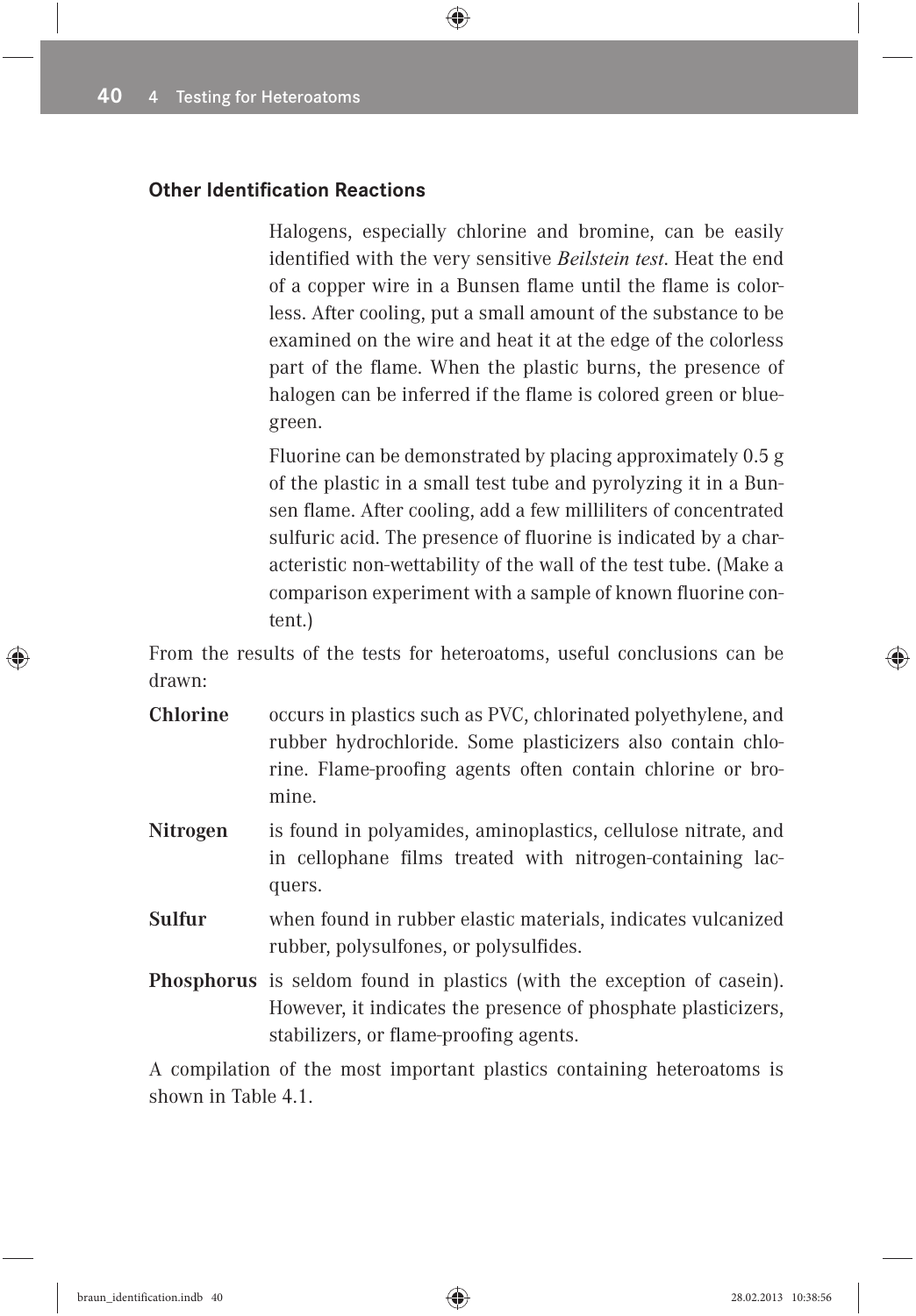### Other Identification Reactions

Halogens, especially chlorine and bromine, can be easily identified with the very sensitive *Beilstein test*. Heat the end of a copper wire in a Bunsen flame until the flame is colorless. After cooling, put a small amount of the substance to be examined on the wire and heat it at the edge of the colorless part of the flame. When the plastic burns, the presence of halogen can be inferred if the flame is colored green or blue-green.

Fluorine can be demonstrated by placing approximately 0.5 g of the plastic in a small test tube and pyrolyzing it in a Bunsen flame. After cooling, add a few milliliters of concentrated sulfuric acid. The presence of fluorine is indicated by a characteristic non-wettability of the wall of the test tube. (Make a comparison experiment with a sample of known fluorine content.)

From the results of the tests for heteroatoms, useful conclusions can be drawn:

**Chlorine** occurs in plastics such as PVC, chlorinated polyethylene, and rubber hydrochloride. Some plasticizers also contain chlorine. Flame-proofing agents often contain chlorine or bromine.

**Nitrogen** is found in polyamides, aminoplastics, cellulose nitrate, and in cellophane films treated with nitrogen-containing lacquers.

**Sulfur** when found in rubber elastic materials, indicates vulcanized rubber, polysulfones, or polysulfides.

**Phosphorus** is seldom found in plastics (with the exception of casein). However, it indicates the presence of phosphate plasticizers, stabilizers, or flame-proofing agents.

A compilation of the most important plastics containing heteroatoms is shown in Table 4.1.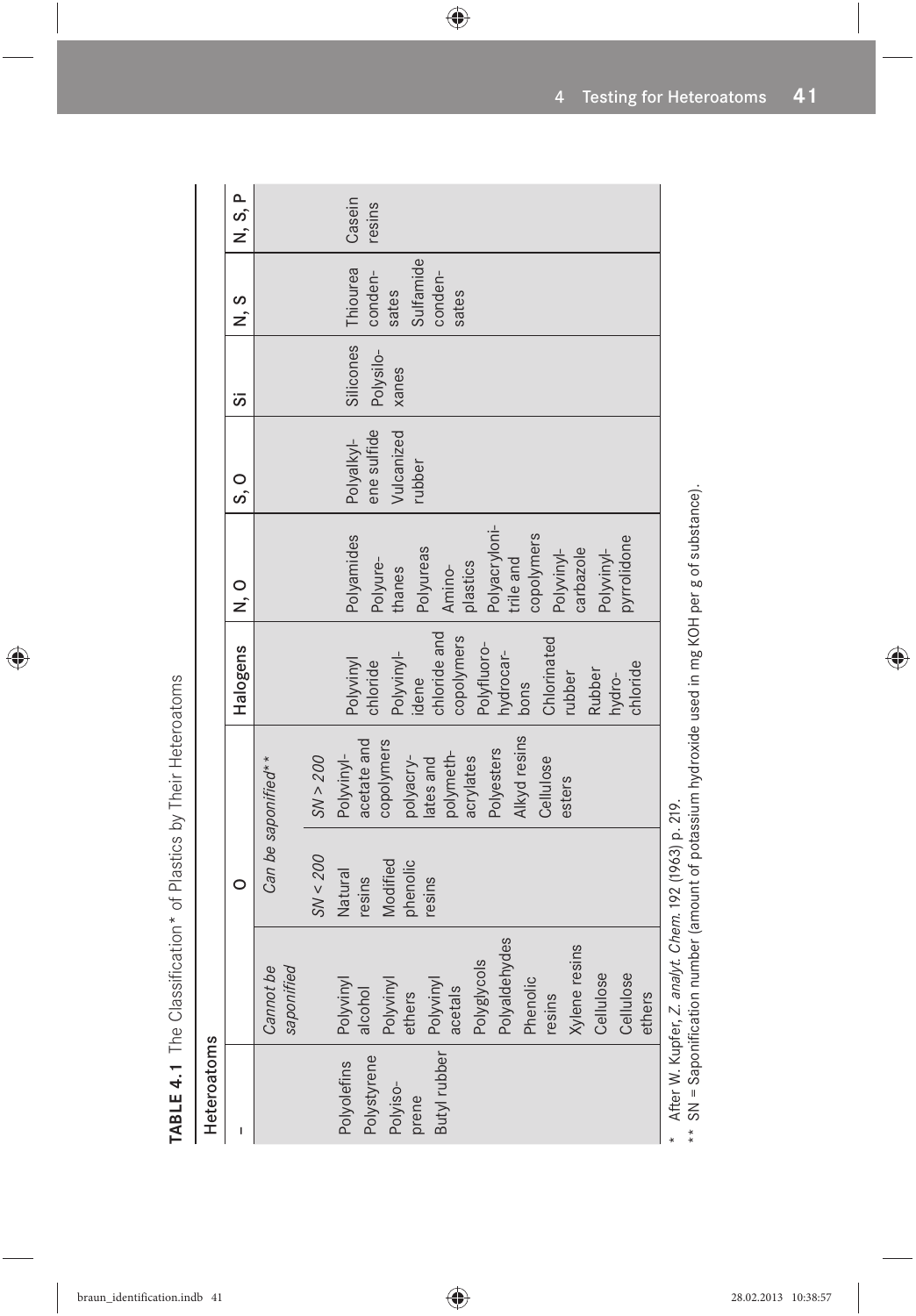**TABLE 4.1** The Classification* of Plastics by Their Heteroatoms

| Heteroatoms | | | | | | | | | |
|---|---|---|---|---|---|---|---|---|---|
| – | O | | | Halogens | N, O | S, O | Si | N, S | N, S, P |
| | *Cannot be saponified* | *Can be saponified*** | | | | | | | |
| | | *SN < 200* | *SN > 200* | | | | | | |
| Polyolefins<br>Polystyrene<br>Polyisoprene<br>Butyl rubber | Polyvinyl alcohol<br>Polyvinyl ethers<br>Polyvinyl acetals<br>Polyglycols<br>Polyaldehydes<br>Phenolic resins<br>Xylene resins<br>Cellulose<br>Cellulose ethers | Natural resins<br>Modified phenolic resins | Polyvinylacetate and copolymers<br>polyacrylates and polymethacrylates<br>Polyesters<br>Alkyd resins<br>Cellulose esters | Polyvinyl chloride<br>Polyvinylidene chloride and copolymers<br>Polyfluorohydrocarbons<br>Chlorinated rubber<br>Rubber hydrochloride | Polyamides<br>Polyurethanes<br>Polyureas<br>Aminoplastics<br>Polyacrylonitrile and copolymers<br>Polyvinylcarbazole<br>Polyvinylpyrrolidone | Polyalkylene sulfide<br>Vulcanized rubber | Silicones<br>Polysiloxanes | Thiourea condensates<br>Sulfamide condensates | Casein resins |

\* After W. Kupfer, *Z. analyt. Chem.* 192 (1963) p. 219.

\*\* SN = Saponification number (amount of potassium hydroxide used in mg KOH per g of substance).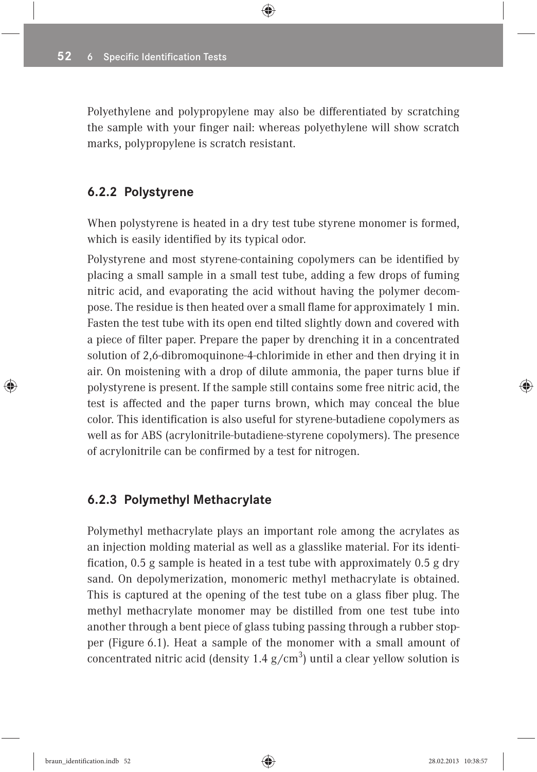Polyethylene and polypropylene may also be differentiated by scratching the sample with your finger nail: whereas polyethylene will show scratch marks, polypropylene is scratch resistant.

### 6.2.2 Polystyrene

When polystyrene is heated in a dry test tube styrene monomer is formed, which is easily identified by its typical odor.

Polystyrene and most styrene-containing copolymers can be identified by placing a small sample in a small test tube, adding a few drops of fuming nitric acid, and evaporating the acid without having the polymer decompose. The residue is then heated over a small flame for approximately 1 min. Fasten the test tube with its open end tilted slightly down and covered with a piece of filter paper. Prepare the paper by drenching it in a concentrated solution of 2,6-dibromoquinone-4-chlorimide in ether and then drying it in air. On moistening with a drop of dilute ammonia, the paper turns blue if polystyrene is present. If the sample still contains some free nitric acid, the test is affected and the paper turns brown, which may conceal the blue color. This identification is also useful for styrene-butadiene copolymers as well as for ABS (acrylonitrile-butadiene-styrene copolymers). The presence of acrylonitrile can be confirmed by a test for nitrogen.

### 6.2.3 Polymethyl Methacrylate

Polymethyl methacrylate plays an important role among the acrylates as an injection molding material as well as a glasslike material. For its identification, 0.5 g sample is heated in a test tube with approximately 0.5 g dry sand. On depolymerization, monomeric methyl methacrylate is obtained. This is captured at the opening of the test tube on a glass fiber plug. The methyl methacrylate monomer may be distilled from one test tube into another through a bent piece of glass tubing passing through a rubber stopper (Figure 6.1). Heat a sample of the monomer with a small amount of concentrated nitric acid (density 1.4 $g/cm^3$) until a clear yellow solution is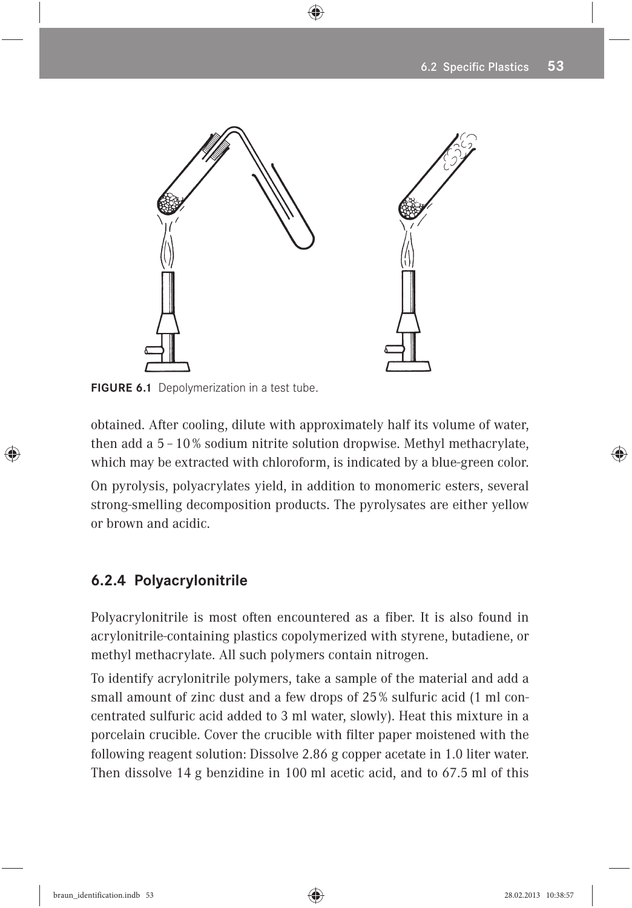**FIGURE 6.1** Depolymerization in a test tube.

obtained. After cooling, dilute with approximately half its volume of water, then add a 5 – 10 % sodium nitrite solution dropwise. Methyl methacrylate, which may be extracted with chloroform, is indicated by a blue-green color.

On pyrolysis, polyacrylates yield, in addition to monomeric esters, several strong-smelling decomposition products. The pyrolysates are either yellow or brown and acidic.

### 6.2.4 Polyacrylonitrile

Polyacrylonitrile is most often encountered as a fiber. It is also found in acrylonitrile-containing plastics copolymerized with styrene, butadiene, or methyl methacrylate. All such polymers contain nitrogen.

To identify acrylonitrile polymers, take a sample of the material and add a small amount of zinc dust and a few drops of 25 % sulfuric acid (1 ml concentrated sulfuric acid added to 3 ml water, slowly). Heat this mixture in a porcelain crucible. Cover the crucible with filter paper moistened with the following reagent solution: Dissolve 2.86 g copper acetate in 1.0 liter water. Then dissolve 14 g benzidine in 100 ml acetic acid, and to 67.5 ml of this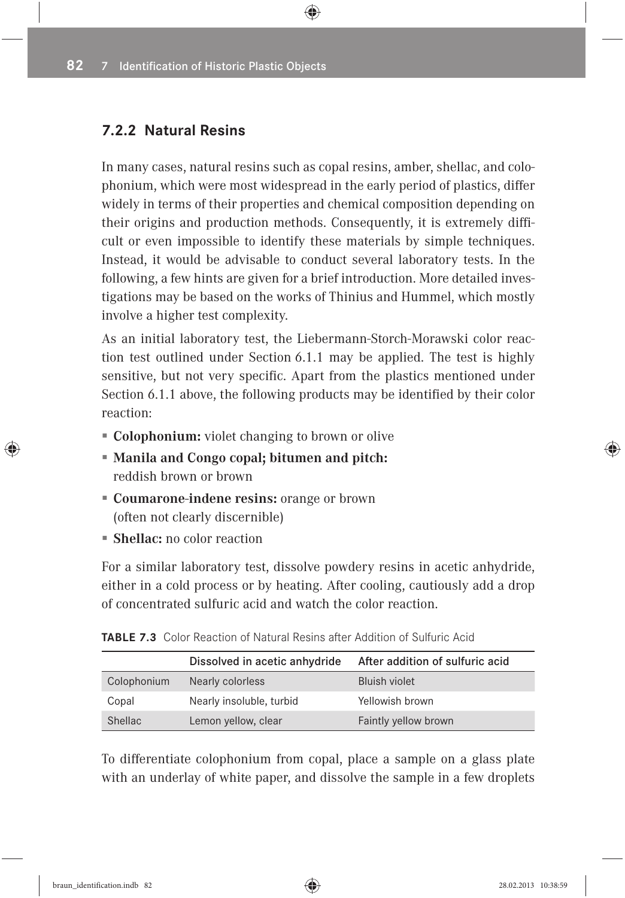### 7.2.2 Natural Resins

In many cases, natural resins such as copal resins, amber, shellac, and colophonium, which were most widespread in the early period of plastics, differ widely in terms of their properties and chemical composition depending on their origins and production methods. Consequently, it is extremely difficult or even impossible to identify these materials by simple techniques. Instead, it would be advisable to conduct several laboratory tests. In the following, a few hints are given for a brief introduction. More detailed investigations may be based on the works of Thinius and Hummel, which mostly involve a higher test complexity.

As an initial laboratory test, the Liebermann-Storch-Morawski color reaction test outlined under Section 6.1.1 may be applied. The test is highly sensitive, but not very specific. Apart from the plastics mentioned under Section 6.1.1 above, the following products may be identified by their color reaction:

- **Colophonium:** violet changing to brown or olive
- **Manila and Congo copal; bitumen and pitch:** reddish brown or brown
- **Coumarone-indene resins:** orange or brown (often not clearly discernible)
- **Shellac:** no color reaction

For a similar laboratory test, dissolve powdery resins in acetic anhydride, either in a cold process or by heating. After cooling, cautiously add a drop of concentrated sulfuric acid and watch the color reaction.

**TABLE 7.3** Color Reaction of Natural Resins after Addition of Sulfuric Acid

| | Dissolved in acetic anhydride | After addition of sulfuric acid |
|---|---|---|
| Colophonium | Nearly colorless | Bluish violet |
| Copal | Nearly insoluble, turbid | Yellowish brown |
| Shellac | Lemon yellow, clear | Faintly yellow brown |

To differentiate colophonium from copal, place a sample on a glass plate with an underlay of white paper, and dissolve the sample in a few droplets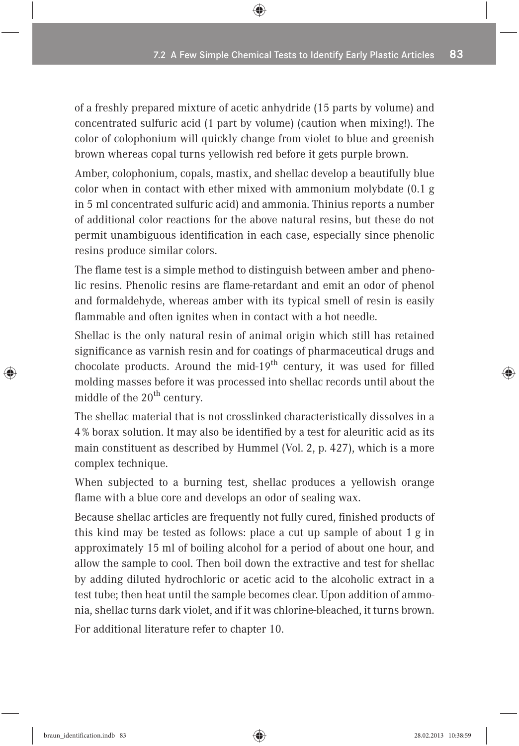of a freshly prepared mixture of acetic anhydride (15 parts by volume) and concentrated sulfuric acid (1 part by volume) (caution when mixing!). The color of colophonium will quickly change from violet to blue and greenish brown whereas copal turns yellowish red before it gets purple brown.

Amber, colophonium, copals, mastix, and shellac develop a beautifully blue color when in contact with ether mixed with ammonium molybdate (0.1 g in 5 ml concentrated sulfuric acid) and ammonia. Thinius reports a number of additional color reactions for the above natural resins, but these do not permit unambiguous identification in each case, especially since phenolic resins produce similar colors.

The flame test is a simple method to distinguish between amber and phenolic resins. Phenolic resins are flame-retardant and emit an odor of phenol and formaldehyde, whereas amber with its typical smell of resin is easily flammable and often ignites when in contact with a hot needle.

Shellac is the only natural resin of animal origin which still has retained significance as varnish resin and for coatings of pharmaceutical drugs and chocolate products. Around the mid-19$^{th}$ century, it was used for filled molding masses before it was processed into shellac records until about the middle of the 20$^{th}$ century.

The shellac material that is not crosslinked characteristically dissolves in a 4 % borax solution. It may also be identified by a test for aleuritic acid as its main constituent as described by Hummel (Vol. 2, p. 427), which is a more complex technique.

When subjected to a burning test, shellac produces a yellowish orange flame with a blue core and develops an odor of sealing wax.

Because shellac articles are frequently not fully cured, finished products of this kind may be tested as follows: place a cut up sample of about 1 g in approximately 15 ml of boiling alcohol for a period of about one hour, and allow the sample to cool. Then boil down the extractive and test for shellac by adding diluted hydrochloric or acetic acid to the alcoholic extract in a test tube; then heat until the sample becomes clear. Upon addition of ammonia, shellac turns dark violet, and if it was chlorine-bleached, it turns brown.

For additional literature refer to chapter 10.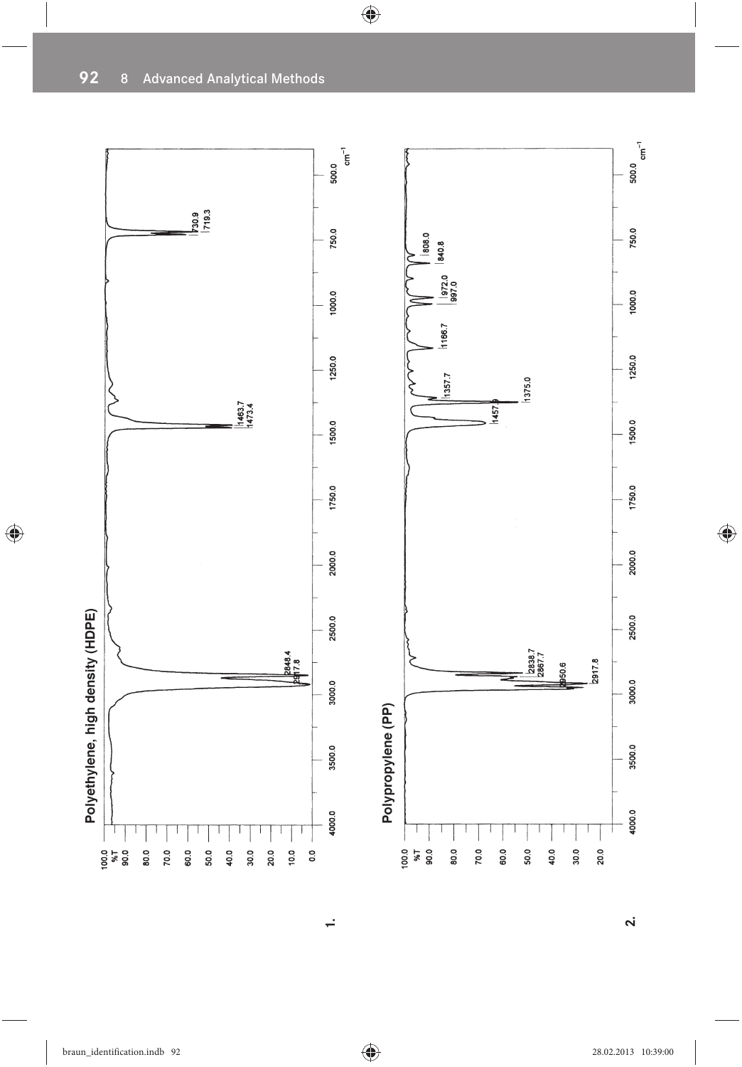1.

Polyethylene, high density (HDPE)

100.0
%T
90.0
80.0
70.0
60.0
50.0
40.0
30.0
20.0
10.0
0.0

4000.0
3500.0
3000.0
2500.0
2000.0
1750.0
1500.0
1250.0
1000.0
750.0
500.0
cm⁻¹

2848.4
2917.8
1463.7
1473.4
730.9
719.3

2.

Polypropylene (PP)

100.0
%T
90.0
80.0
70.0
60.0
50.0
40.0
30.0
20.0

4000.0
3500.0
3000.0
2500.0
2000.0
1750.0
1500.0
1250.0
1000.0
750.0
500.0
cm⁻¹

2838.7
2867.7
2950.6
2917.8
1457.9
1375.0
1357.7
1166.7
972.0
997.0
808.0
840.8